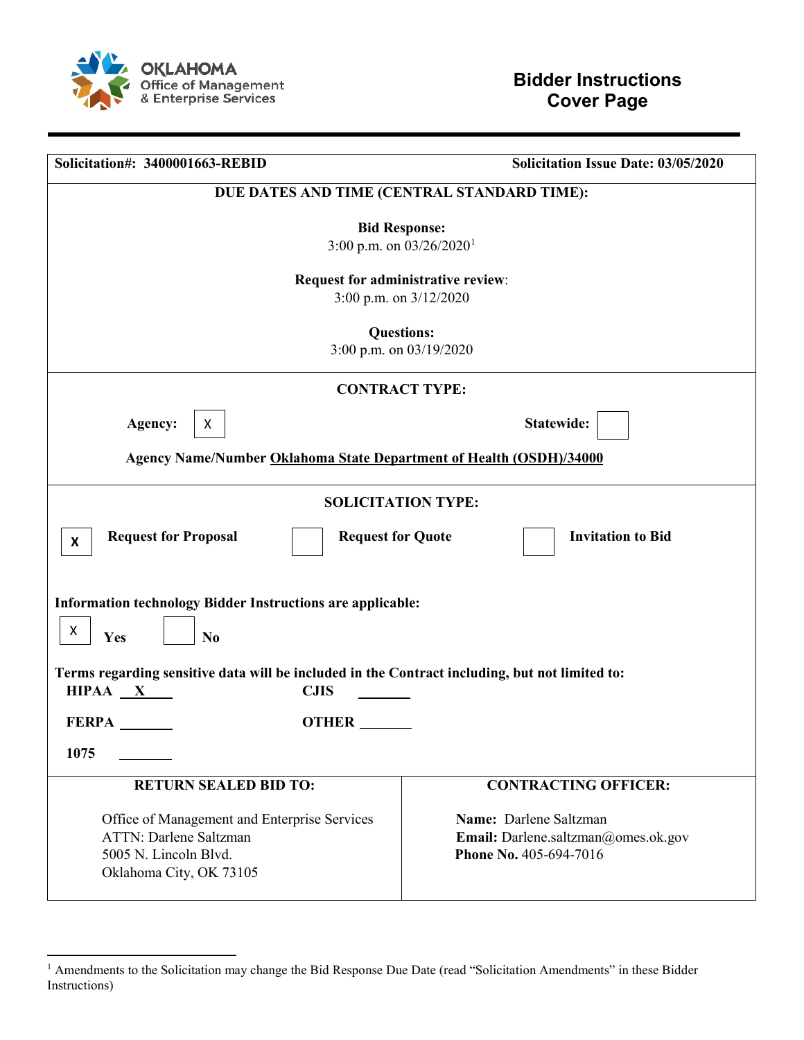**OKLAHOMA**
Office of Management
& Enterprise Services

# Bidder Instructions Cover Page

**Solicitation#: 3400001663-REBID** **Solicitation Issue Date: 03/05/2020**

**DUE DATES AND TIME (CENTRAL STANDARD TIME):**

**Bid Response:**
3:00 p.m. on 03/26/2020[1]

**Request for administrative review**:
3:00 p.m. on 3/12/2020

**Questions:**
3:00 p.m. on 03/19/2020

**CONTRACT TYPE:**

**Agency:** [X] **Statewide:** [ ]

**Agency Name/Number** Oklahoma State Department of Health (OSDH)/34000

**SOLICITATION TYPE:**

[X] **Request for Proposal** [ ] **Request for Quote** [ ] **Invitation to Bid**

**Information technology Bidder Instructions are applicable:**

[X] **Yes** [ ] **No**

**Terms regarding sensitive data will be included in the Contract including, but not limited to:**

**HIPAA** __X__ **CJIS** ______

**FERPA** ______ **OTHER** ______

**1075** ______

| **RETURN SEALED BID TO:** | **CONTRACTING OFFICER:** |
| --- | --- |
| Office of Management and Enterprise Services<br>ATTN: Darlene Saltzman<br>5005 N. Lincoln Blvd.<br>Oklahoma City, OK 73105 | **Name:** Darlene Saltzman<br>**Email:** Darlene.saltzman@omes.ok.gov<br>**Phone No.** 405-694-7016 |

[1] Amendments to the Solicitation may change the Bid Response Due Date (read "Solicitation Amendments" in these Bidder Instructions)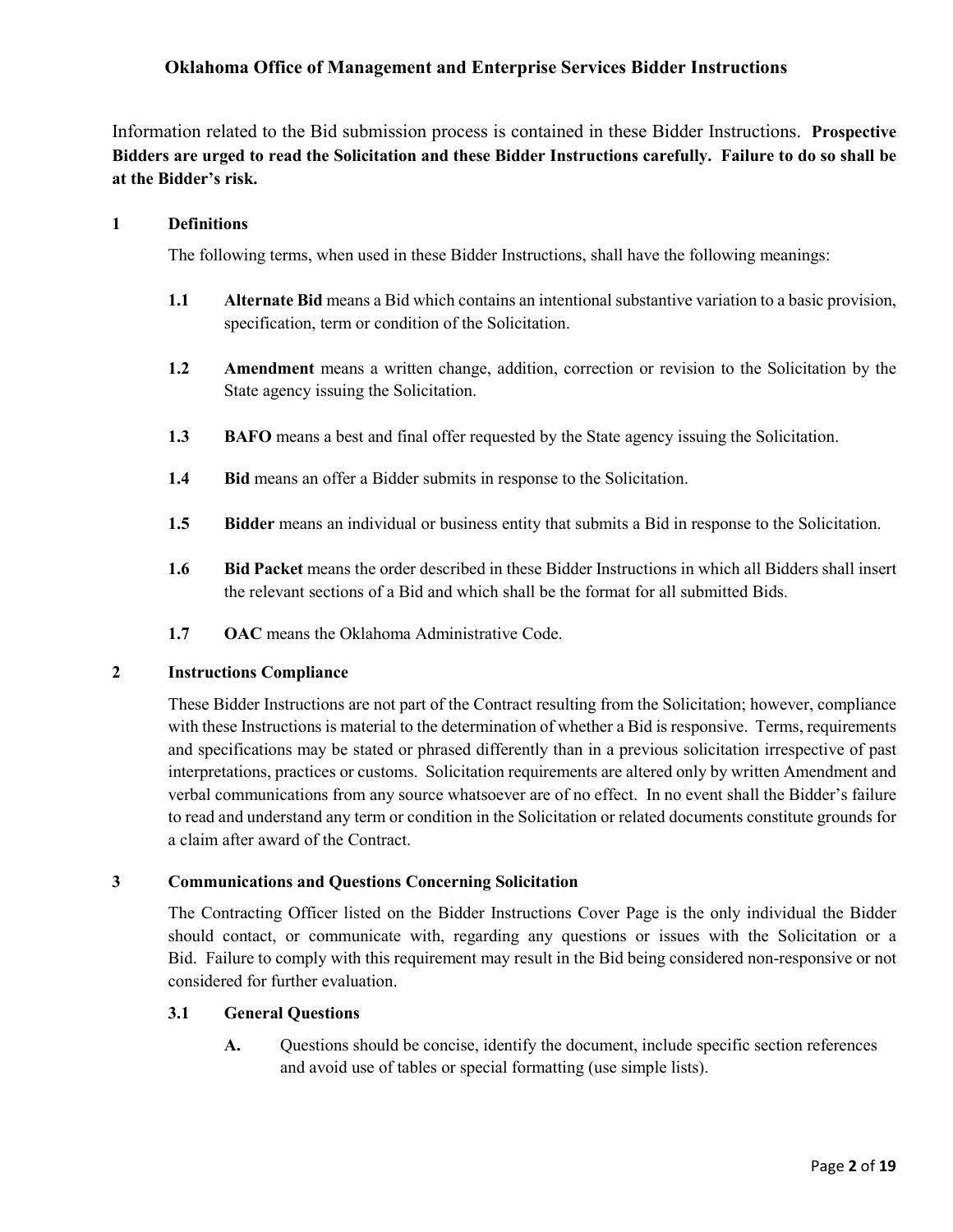**Oklahoma Office of Management and Enterprise Services Bidder Instructions**

Information related to the Bid submission process is contained in these Bidder Instructions. **Prospective Bidders are urged to read the Solicitation and these Bidder Instructions carefully. Failure to do so shall be at the Bidder's risk.**

## 1 Definitions

The following terms, when used in these Bidder Instructions, shall have the following meanings:

**1.1** **Alternate Bid** means a Bid which contains an intentional substantive variation to a basic provision, specification, term or condition of the Solicitation.

**1.2** **Amendment** means a written change, addition, correction or revision to the Solicitation by the State agency issuing the Solicitation.

**1.3** **BAFO** means a best and final offer requested by the State agency issuing the Solicitation.

**1.4** **Bid** means an offer a Bidder submits in response to the Solicitation.

**1.5** **Bidder** means an individual or business entity that submits a Bid in response to the Solicitation.

**1.6** **Bid Packet** means the order described in these Bidder Instructions in which all Bidders shall insert the relevant sections of a Bid and which shall be the format for all submitted Bids.

**1.7** **OAC** means the Oklahoma Administrative Code.

## 2 Instructions Compliance

These Bidder Instructions are not part of the Contract resulting from the Solicitation; however, compliance with these Instructions is material to the determination of whether a Bid is responsive. Terms, requirements and specifications may be stated or phrased differently than in a previous solicitation irrespective of past interpretations, practices or customs. Solicitation requirements are altered only by written Amendment and verbal communications from any source whatsoever are of no effect. In no event shall the Bidder's failure to read and understand any term or condition in the Solicitation or related documents constitute grounds for a claim after award of the Contract.

## 3 Communications and Questions Concerning Solicitation

The Contracting Officer listed on the Bidder Instructions Cover Page is the only individual the Bidder should contact, or communicate with, regarding any questions or issues with the Solicitation or a Bid. Failure to comply with this requirement may result in the Bid being considered non-responsive or not considered for further evaluation.

### 3.1 General Questions

**A.** Questions should be concise, identify the document, include specific section references and avoid use of tables or special formatting (use simple lists).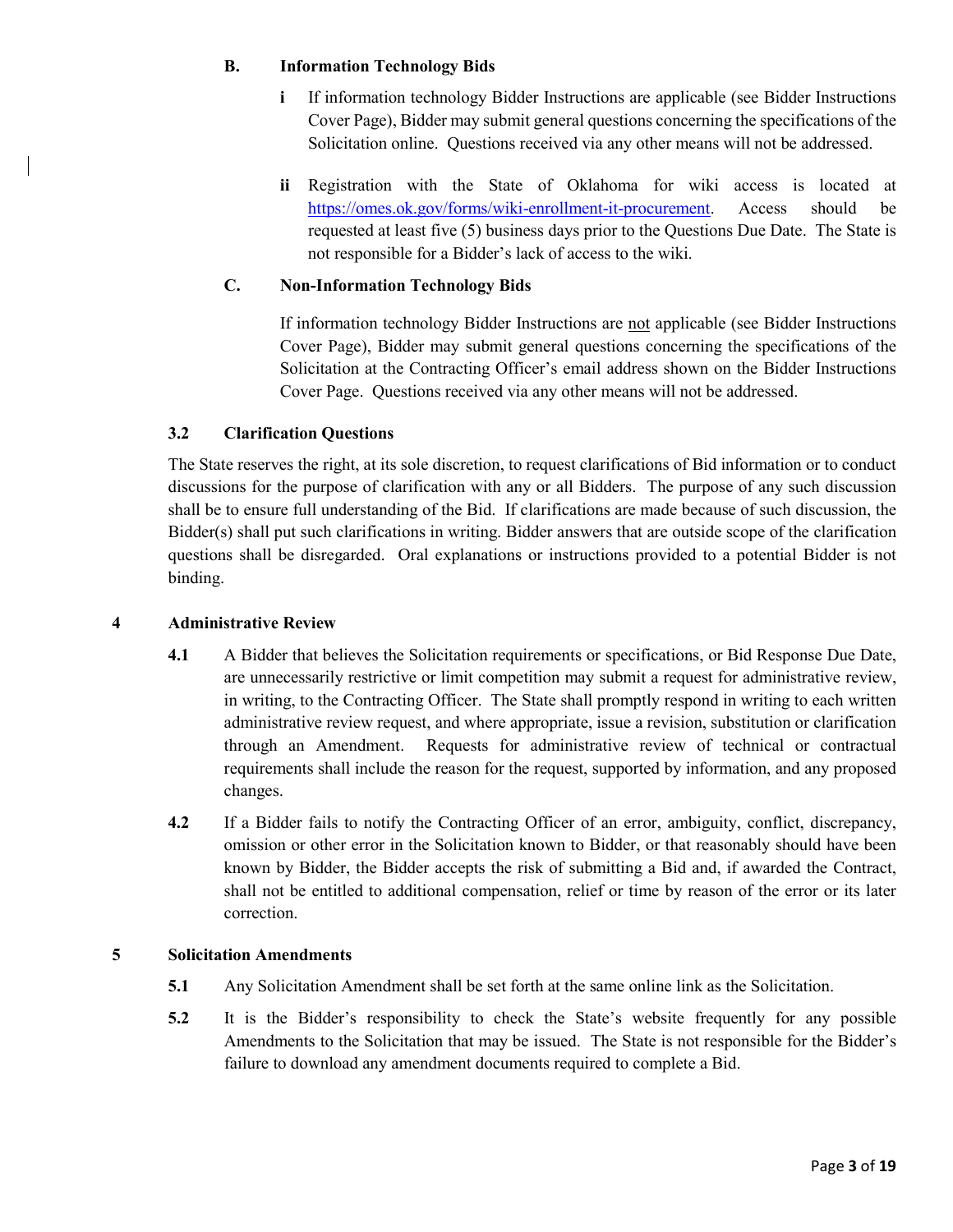### B. Information Technology Bids

**i** If information technology Bidder Instructions are applicable (see Bidder Instructions Cover Page), Bidder may submit general questions concerning the specifications of the Solicitation online. Questions received via any other means will not be addressed.

**ii** Registration with the State of Oklahoma for wiki access is located at https://omes.ok.gov/forms/wiki-enrollment-it-procurement. Access should be requested at least five (5) business days prior to the Questions Due Date. The State is not responsible for a Bidder's lack of access to the wiki.

### C. Non-Information Technology Bids

If information technology Bidder Instructions are not applicable (see Bidder Instructions Cover Page), Bidder may submit general questions concerning the specifications of the Solicitation at the Contracting Officer's email address shown on the Bidder Instructions Cover Page. Questions received via any other means will not be addressed.

### 3.2 Clarification Questions

The State reserves the right, at its sole discretion, to request clarifications of Bid information or to conduct discussions for the purpose of clarification with any or all Bidders. The purpose of any such discussion shall be to ensure full understanding of the Bid. If clarifications are made because of such discussion, the Bidder(s) shall put such clarifications in writing. Bidder answers that are outside scope of the clarification questions shall be disregarded. Oral explanations or instructions provided to a potential Bidder is not binding.

## 4 Administrative Review

**4.1** A Bidder that believes the Solicitation requirements or specifications, or Bid Response Due Date, are unnecessarily restrictive or limit competition may submit a request for administrative review, in writing, to the Contracting Officer. The State shall promptly respond in writing to each written administrative review request, and where appropriate, issue a revision, substitution or clarification through an Amendment. Requests for administrative review of technical or contractual requirements shall include the reason for the request, supported by information, and any proposed changes.

**4.2** If a Bidder fails to notify the Contracting Officer of an error, ambiguity, conflict, discrepancy, omission or other error in the Solicitation known to Bidder, or that reasonably should have been known by Bidder, the Bidder accepts the risk of submitting a Bid and, if awarded the Contract, shall not be entitled to additional compensation, relief or time by reason of the error or its later correction.

## 5 Solicitation Amendments

**5.1** Any Solicitation Amendment shall be set forth at the same online link as the Solicitation.

**5.2** It is the Bidder's responsibility to check the State's website frequently for any possible Amendments to the Solicitation that may be issued. The State is not responsible for the Bidder's failure to download any amendment documents required to complete a Bid.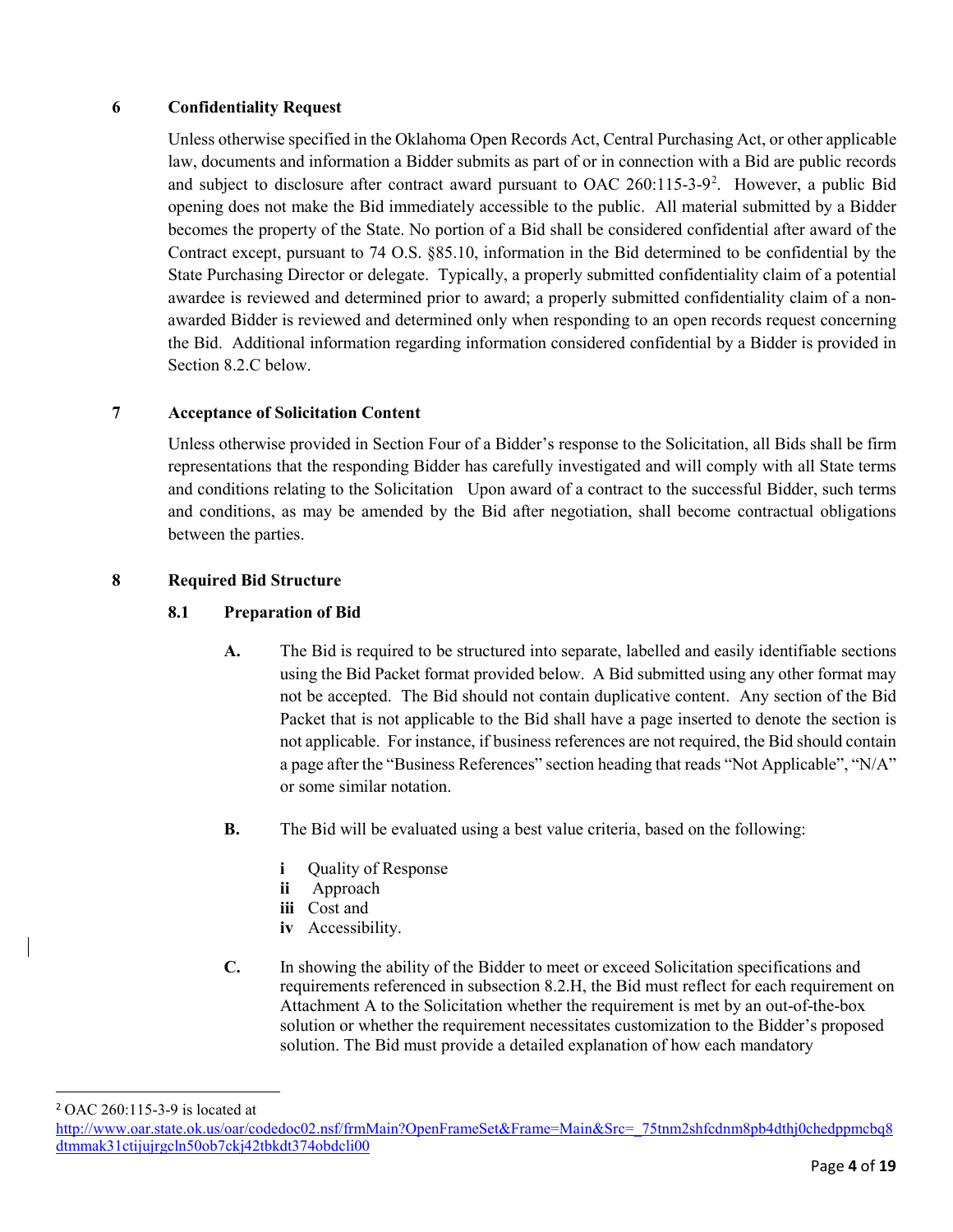## 6 Confidentiality Request

Unless otherwise specified in the Oklahoma Open Records Act, Central Purchasing Act, or other applicable law, documents and information a Bidder submits as part of or in connection with a Bid are public records and subject to disclosure after contract award pursuant to OAC 260:115-3-9[2]. However, a public Bid opening does not make the Bid immediately accessible to the public. All material submitted by a Bidder becomes the property of the State. No portion of a Bid shall be considered confidential after award of the Contract except, pursuant to 74 O.S. §85.10, information in the Bid determined to be confidential by the State Purchasing Director or delegate. Typically, a properly submitted confidentiality claim of a potential awardee is reviewed and determined prior to award; a properly submitted confidentiality claim of a non-awarded Bidder is reviewed and determined only when responding to an open records request concerning the Bid. Additional information regarding information considered confidential by a Bidder is provided in Section 8.2.C below.

## 7 Acceptance of Solicitation Content

Unless otherwise provided in Section Four of a Bidder's response to the Solicitation, all Bids shall be firm representations that the responding Bidder has carefully investigated and will comply with all State terms and conditions relating to the Solicitation Upon award of a contract to the successful Bidder, such terms and conditions, as may be amended by the Bid after negotiation, shall become contractual obligations between the parties.

## 8 Required Bid Structure

### 8.1 Preparation of Bid

**A.** The Bid is required to be structured into separate, labelled and easily identifiable sections using the Bid Packet format provided below. A Bid submitted using any other format may not be accepted. The Bid should not contain duplicative content. Any section of the Bid Packet that is not applicable to the Bid shall have a page inserted to denote the section is not applicable. For instance, if business references are not required, the Bid should contain a page after the "Business References" section heading that reads "Not Applicable", "N/A" or some similar notation.

**B.** The Bid will be evaluated using a best value criteria, based on the following:

- **i** Quality of Response
- **ii** Approach
- **iii** Cost and
- **iv** Accessibility.

**C.** In showing the ability of the Bidder to meet or exceed Solicitation specifications and requirements referenced in subsection 8.2.H, the Bid must reflect for each requirement on Attachment A to the Solicitation whether the requirement is met by an out-of-the-box solution or whether the requirement necessitates customization to the Bidder's proposed solution. The Bid must provide a detailed explanation of how each mandatory

---

[2] OAC 260:115-3-9 is located at http://www.oar.state.ok.us/oar/codedoc02.nsf/frmMain?OpenFrameSet&Frame=Main&Src=_75tnm2shfcdnm8pb4dthj0chedppmcbq8dtmmak31ctijujrgcln50ob7ckj42tbkdt374obdcli00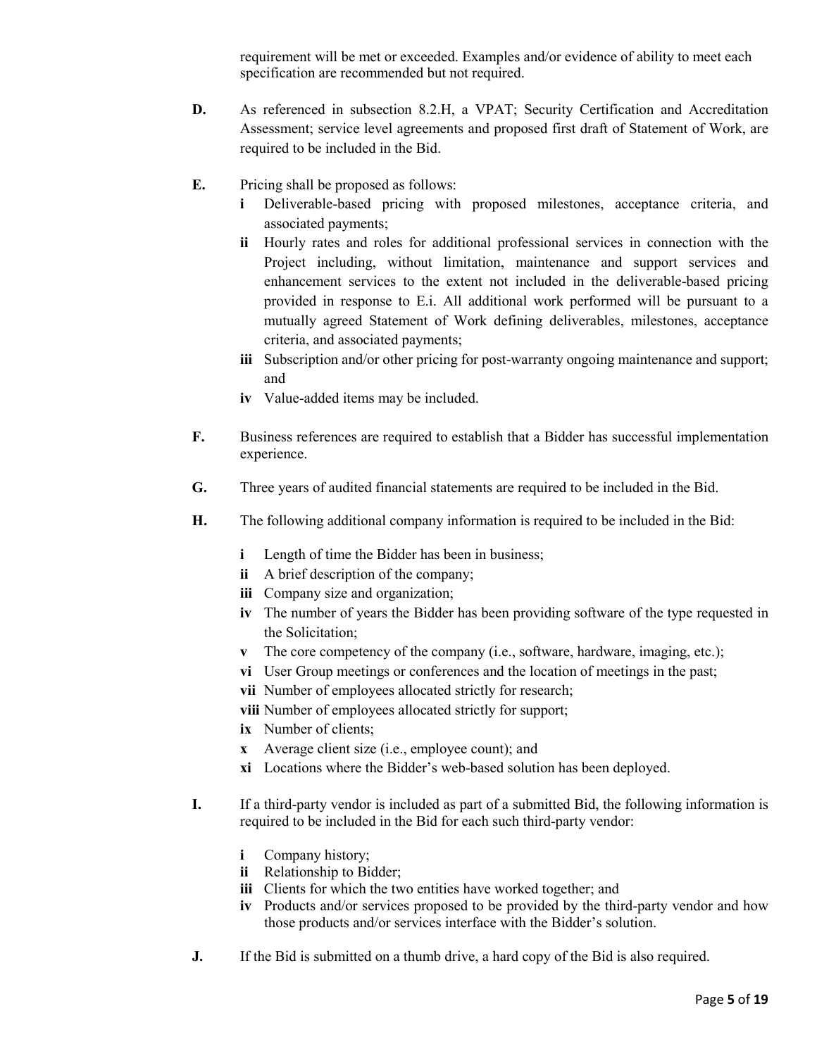requirement will be met or exceeded. Examples and/or evidence of ability to meet each specification are recommended but not required.

**D.** As referenced in subsection 8.2.H, a VPAT; Security Certification and Accreditation Assessment; service level agreements and proposed first draft of Statement of Work, are required to be included in the Bid.

**E.** Pricing shall be proposed as follows:

- **i** Deliverable-based pricing with proposed milestones, acceptance criteria, and associated payments;
- **ii** Hourly rates and roles for additional professional services in connection with the Project including, without limitation, maintenance and support services and enhancement services to the extent not included in the deliverable-based pricing provided in response to E.i. All additional work performed will be pursuant to a mutually agreed Statement of Work defining deliverables, milestones, acceptance criteria, and associated payments;
- **iii** Subscription and/or other pricing for post-warranty ongoing maintenance and support; and
- **iv** Value-added items may be included.

**F.** Business references are required to establish that a Bidder has successful implementation experience.

**G.** Three years of audited financial statements are required to be included in the Bid.

**H.** The following additional company information is required to be included in the Bid:

- **i** Length of time the Bidder has been in business;
- **ii** A brief description of the company;
- **iii** Company size and organization;
- **iv** The number of years the Bidder has been providing software of the type requested in the Solicitation;
- **v** The core competency of the company (i.e., software, hardware, imaging, etc.);
- **vi** User Group meetings or conferences and the location of meetings in the past;
- **vii** Number of employees allocated strictly for research;
- **viii** Number of employees allocated strictly for support;
- **ix** Number of clients;
- **x** Average client size (i.e., employee count); and
- **xi** Locations where the Bidder's web-based solution has been deployed.

**I.** If a third-party vendor is included as part of a submitted Bid, the following information is required to be included in the Bid for each such third-party vendor:

- **i** Company history;
- **ii** Relationship to Bidder;
- **iii** Clients for which the two entities have worked together; and
- **iv** Products and/or services proposed to be provided by the third-party vendor and how those products and/or services interface with the Bidder's solution.

**J.** If the Bid is submitted on a thumb drive, a hard copy of the Bid is also required.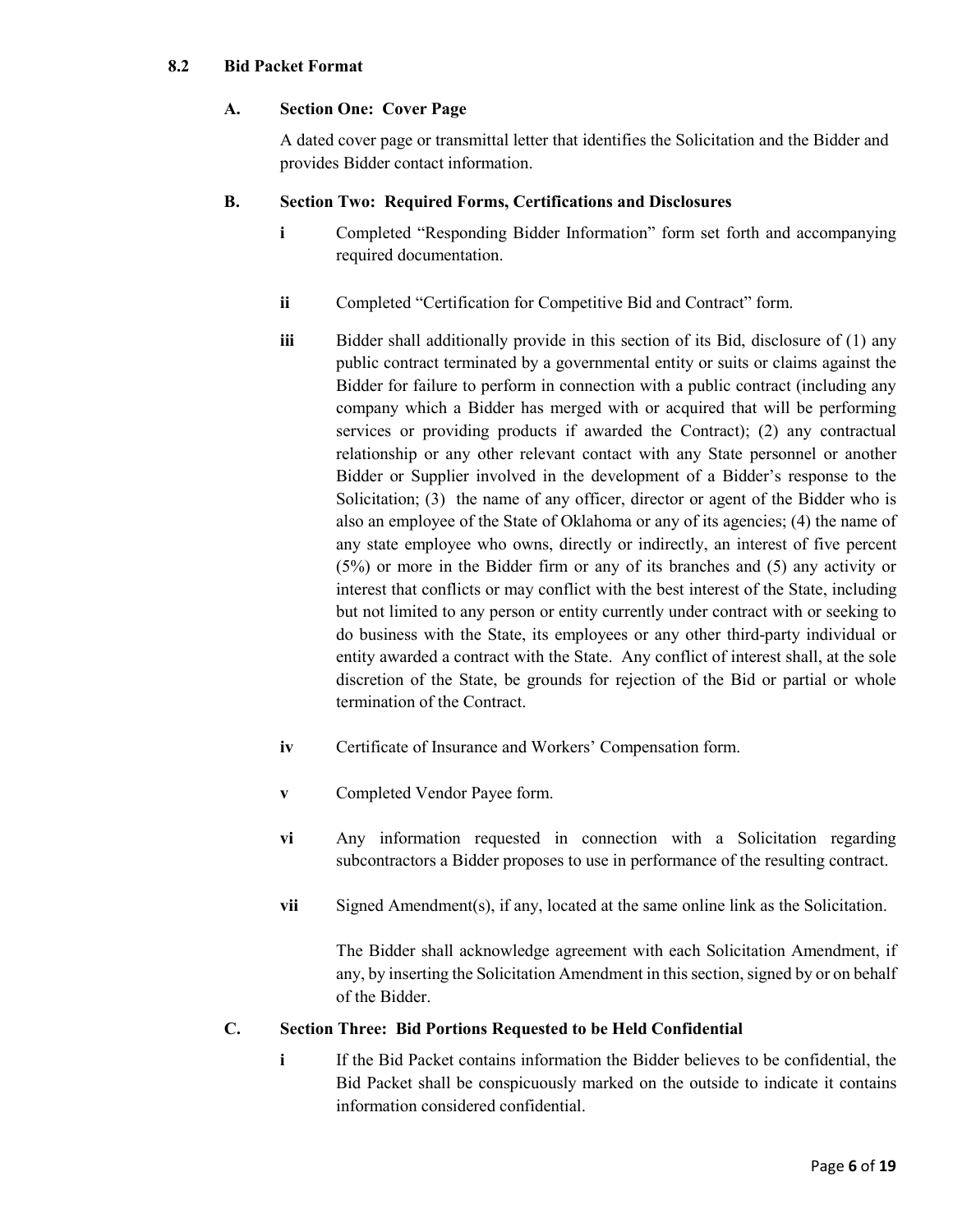### 8.2 Bid Packet Format

#### A. Section One: Cover Page

A dated cover page or transmittal letter that identifies the Solicitation and the Bidder and provides Bidder contact information.

#### B. Section Two: Required Forms, Certifications and Disclosures

**i** Completed "Responding Bidder Information" form set forth and accompanying required documentation.

**ii** Completed "Certification for Competitive Bid and Contract" form.

**iii** Bidder shall additionally provide in this section of its Bid, disclosure of (1) any public contract terminated by a governmental entity or suits or claims against the Bidder for failure to perform in connection with a public contract (including any company which a Bidder has merged with or acquired that will be performing services or providing products if awarded the Contract); (2) any contractual relationship or any other relevant contact with any State personnel or another Bidder or Supplier involved in the development of a Bidder's response to the Solicitation; (3) the name of any officer, director or agent of the Bidder who is also an employee of the State of Oklahoma or any of its agencies; (4) the name of any state employee who owns, directly or indirectly, an interest of five percent (5%) or more in the Bidder firm or any of its branches and (5) any activity or interest that conflicts or may conflict with the best interest of the State, including but not limited to any person or entity currently under contract with or seeking to do business with the State, its employees or any other third-party individual or entity awarded a contract with the State. Any conflict of interest shall, at the sole discretion of the State, be grounds for rejection of the Bid or partial or whole termination of the Contract.

**iv** Certificate of Insurance and Workers' Compensation form.

**v** Completed Vendor Payee form.

**vi** Any information requested in connection with a Solicitation regarding subcontractors a Bidder proposes to use in performance of the resulting contract.

**vii** Signed Amendment(s), if any, located at the same online link as the Solicitation.

The Bidder shall acknowledge agreement with each Solicitation Amendment, if any, by inserting the Solicitation Amendment in this section, signed by or on behalf of the Bidder.

#### C. Section Three: Bid Portions Requested to be Held Confidential

**i** If the Bid Packet contains information the Bidder believes to be confidential, the Bid Packet shall be conspicuously marked on the outside to indicate it contains information considered confidential.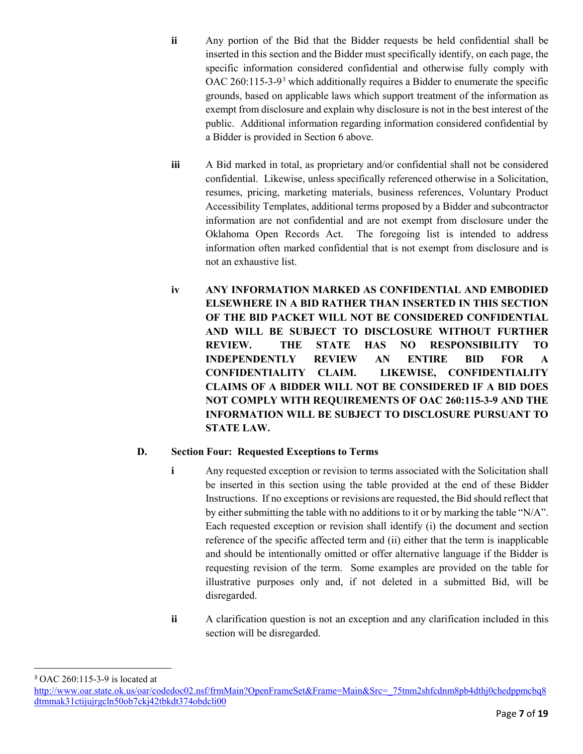ii Any portion of the Bid that the Bidder requests be held confidential shall be inserted in this section and the Bidder must specifically identify, on each page, the specific information considered confidential and otherwise fully comply with OAC 260:115-3-9[3] which additionally requires a Bidder to enumerate the specific grounds, based on applicable laws which support treatment of the information as exempt from disclosure and explain why disclosure is not in the best interest of the public. Additional information regarding information considered confidential by a Bidder is provided in Section 6 above.

iii A Bid marked in total, as proprietary and/or confidential shall not be considered confidential. Likewise, unless specifically referenced otherwise in a Solicitation, resumes, pricing, marketing materials, business references, Voluntary Product Accessibility Templates, additional terms proposed by a Bidder and subcontractor information are not confidential and are not exempt from disclosure under the Oklahoma Open Records Act. The foregoing list is intended to address information often marked confidential that is not exempt from disclosure and is not an exhaustive list.

iv **ANY INFORMATION MARKED AS CONFIDENTIAL AND EMBODIED ELSEWHERE IN A BID RATHER THAN INSERTED IN THIS SECTION OF THE BID PACKET WILL NOT BE CONSIDERED CONFIDENTIAL AND WILL BE SUBJECT TO DISCLOSURE WITHOUT FURTHER REVIEW. THE STATE HAS NO RESPONSIBILITY TO INDEPENDENTLY REVIEW AN ENTIRE BID FOR A CONFIDENTIALITY CLAIM. LIKEWISE, CONFIDENTIALITY CLAIMS OF A BIDDER WILL NOT BE CONSIDERED IF A BID DOES NOT COMPLY WITH REQUIREMENTS OF OAC 260:115-3-9 AND THE INFORMATION WILL BE SUBJECT TO DISCLOSURE PURSUANT TO STATE LAW.**

**D. Section Four: Requested Exceptions to Terms**

i Any requested exception or revision to terms associated with the Solicitation shall be inserted in this section using the table provided at the end of these Bidder Instructions. If no exceptions or revisions are requested, the Bid should reflect that by either submitting the table with no additions to it or by marking the table "N/A". Each requested exception or revision shall identify (i) the document and section reference of the specific affected term and (ii) either that the term is inapplicable and should be intentionally omitted or offer alternative language if the Bidder is requesting revision of the term. Some examples are provided on the table for illustrative purposes only and, if not deleted in a submitted Bid, will be disregarded.

ii A clarification question is not an exception and any clarification included in this section will be disregarded.

---

[3] OAC 260:115-3-9 is located at http://www.oar.state.ok.us/oar/codedoc02.nsf/frmMain?OpenFrameSet&Frame=Main&Src=_75tnm2shfcdnm8pb4dthj0chedppmcbq8dtmmak31ctijujrgcln50ob7ckj42tbkdt374obdcli00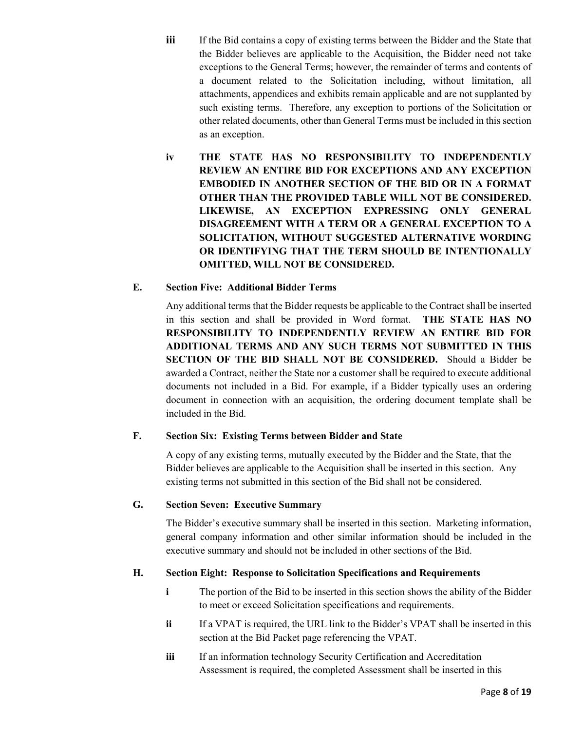**iii** If the Bid contains a copy of existing terms between the Bidder and the State that the Bidder believes are applicable to the Acquisition, the Bidder need not take exceptions to the General Terms; however, the remainder of terms and contents of a document related to the Solicitation including, without limitation, all attachments, appendices and exhibits remain applicable and are not supplanted by such existing terms. Therefore, any exception to portions of the Solicitation or other related documents, other than General Terms must be included in this section as an exception.

**iv** **THE STATE HAS NO RESPONSIBILITY TO INDEPENDENTLY REVIEW AN ENTIRE BID FOR EXCEPTIONS AND ANY EXCEPTION EMBODIED IN ANOTHER SECTION OF THE BID OR IN A FORMAT OTHER THAN THE PROVIDED TABLE WILL NOT BE CONSIDERED. LIKEWISE, AN EXCEPTION EXPRESSING ONLY GENERAL DISAGREEMENT WITH A TERM OR A GENERAL EXCEPTION TO A SOLICITATION, WITHOUT SUGGESTED ALTERNATIVE WORDING OR IDENTIFYING THAT THE TERM SHOULD BE INTENTIONALLY OMITTED, WILL NOT BE CONSIDERED.**

**E. Section Five: Additional Bidder Terms**

Any additional terms that the Bidder requests be applicable to the Contract shall be inserted in this section and shall be provided in Word format. **THE STATE HAS NO RESPONSIBILITY TO INDEPENDENTLY REVIEW AN ENTIRE BID FOR ADDITIONAL TERMS AND ANY SUCH TERMS NOT SUBMITTED IN THIS SECTION OF THE BID SHALL NOT BE CONSIDERED.** Should a Bidder be awarded a Contract, neither the State nor a customer shall be required to execute additional documents not included in a Bid. For example, if a Bidder typically uses an ordering document in connection with an acquisition, the ordering document template shall be included in the Bid.

**F. Section Six: Existing Terms between Bidder and State**

A copy of any existing terms, mutually executed by the Bidder and the State, that the Bidder believes are applicable to the Acquisition shall be inserted in this section. Any existing terms not submitted in this section of the Bid shall not be considered.

**G. Section Seven: Executive Summary**

The Bidder's executive summary shall be inserted in this section. Marketing information, general company information and other similar information should be included in the executive summary and should not be included in other sections of the Bid.

**H. Section Eight: Response to Solicitation Specifications and Requirements**

**i** The portion of the Bid to be inserted in this section shows the ability of the Bidder to meet or exceed Solicitation specifications and requirements.

**ii** If a VPAT is required, the URL link to the Bidder's VPAT shall be inserted in this section at the Bid Packet page referencing the VPAT.

**iii** If an information technology Security Certification and Accreditation Assessment is required, the completed Assessment shall be inserted in this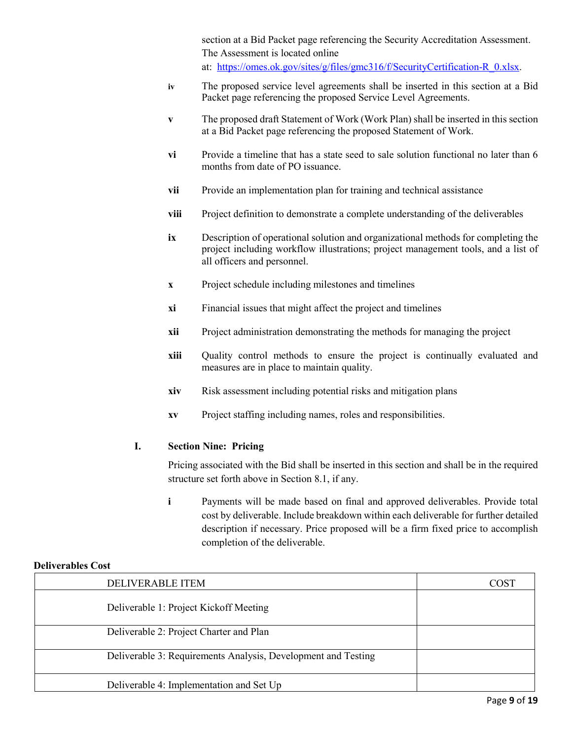section at a Bid Packet page referencing the Security Accreditation Assessment. The Assessment is located online at: https://omes.ok.gov/sites/g/files/gmc316/f/SecurityCertification-R_0.xlsx.

- **iv** The proposed service level agreements shall be inserted in this section at a Bid Packet page referencing the proposed Service Level Agreements.
- **v** The proposed draft Statement of Work (Work Plan) shall be inserted in this section at a Bid Packet page referencing the proposed Statement of Work.
- **vi** Provide a timeline that has a state seed to sale solution functional no later than 6 months from date of PO issuance.
- **vii** Provide an implementation plan for training and technical assistance
- **viii** Project definition to demonstrate a complete understanding of the deliverables
- **ix** Description of operational solution and organizational methods for completing the project including workflow illustrations; project management tools, and a list of all officers and personnel.
- **x** Project schedule including milestones and timelines
- **xi** Financial issues that might affect the project and timelines
- **xii** Project administration demonstrating the methods for managing the project
- **xiii** Quality control methods to ensure the project is continually evaluated and measures are in place to maintain quality.
- **xiv** Risk assessment including potential risks and mitigation plans
- **xv** Project staffing including names, roles and responsibilities.

### I. Section Nine: Pricing

Pricing associated with the Bid shall be inserted in this section and shall be in the required structure set forth above in Section 8.1, if any.

- **i** Payments will be made based on final and approved deliverables. Provide total cost by deliverable. Include breakdown within each deliverable for further detailed description if necessary. Price proposed will be a firm fixed price to accomplish completion of the deliverable.

**Deliverables Cost**

| DELIVERABLE ITEM | COST |
|---|---|
| Deliverable 1: Project Kickoff Meeting | |
| Deliverable 2: Project Charter and Plan | |
| Deliverable 3: Requirements Analysis, Development and Testing | |
| Deliverable 4: Implementation and Set Up | |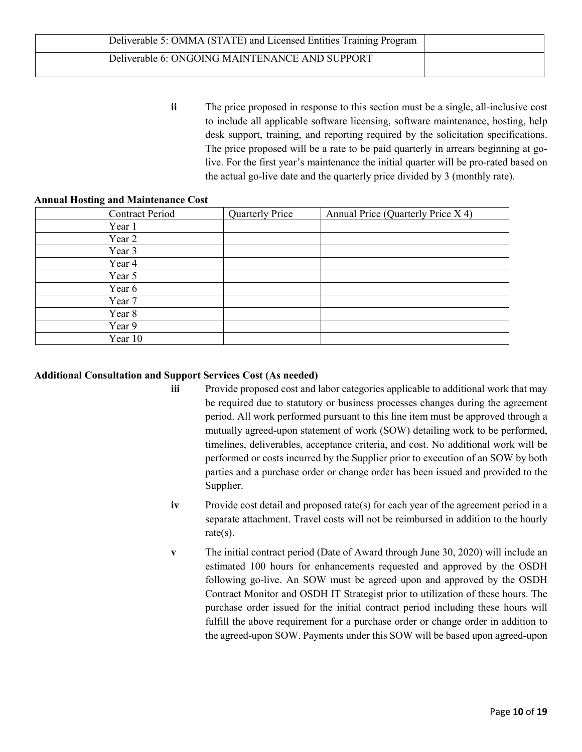| Deliverable 5: OMMA (STATE) and Licensed Entities Training Program | |
| --- | --- |
| Deliverable 6: ONGOING MAINTENANCE AND SUPPORT | |

**ii** The price proposed in response to this section must be a single, all-inclusive cost to include all applicable software licensing, software maintenance, hosting, help desk support, training, and reporting required by the solicitation specifications. The price proposed will be a rate to be paid quarterly in arrears beginning at go-live. For the first year's maintenance the initial quarter will be pro-rated based on the actual go-live date and the quarterly price divided by 3 (monthly rate).

**Annual Hosting and Maintenance Cost**

| Contract Period | Quarterly Price | Annual Price (Quarterly Price X 4) |
| --- | --- | --- |
| Year 1 | | |
| Year 2 | | |
| Year 3 | | |
| Year 4 | | |
| Year 5 | | |
| Year 6 | | |
| Year 7 | | |
| Year 8 | | |
| Year 9 | | |
| Year 10 | | |

**Additional Consultation and Support Services Cost (As needed)**

**iii** Provide proposed cost and labor categories applicable to additional work that may be required due to statutory or business processes changes during the agreement period. All work performed pursuant to this line item must be approved through a mutually agreed-upon statement of work (SOW) detailing work to be performed, timelines, deliverables, acceptance criteria, and cost. No additional work will be performed or costs incurred by the Supplier prior to execution of an SOW by both parties and a purchase order or change order has been issued and provided to the Supplier.

**iv** Provide cost detail and proposed rate(s) for each year of the agreement period in a separate attachment. Travel costs will not be reimbursed in addition to the hourly rate(s).

**v** The initial contract period (Date of Award through June 30, 2020) will include an estimated 100 hours for enhancements requested and approved by the OSDH following go-live. An SOW must be agreed upon and approved by the OSDH Contract Monitor and OSDH IT Strategist prior to utilization of these hours. The purchase order issued for the initial contract period including these hours will fulfill the above requirement for a purchase order or change order in addition to the agreed-upon SOW. Payments under this SOW will be based upon agreed-upon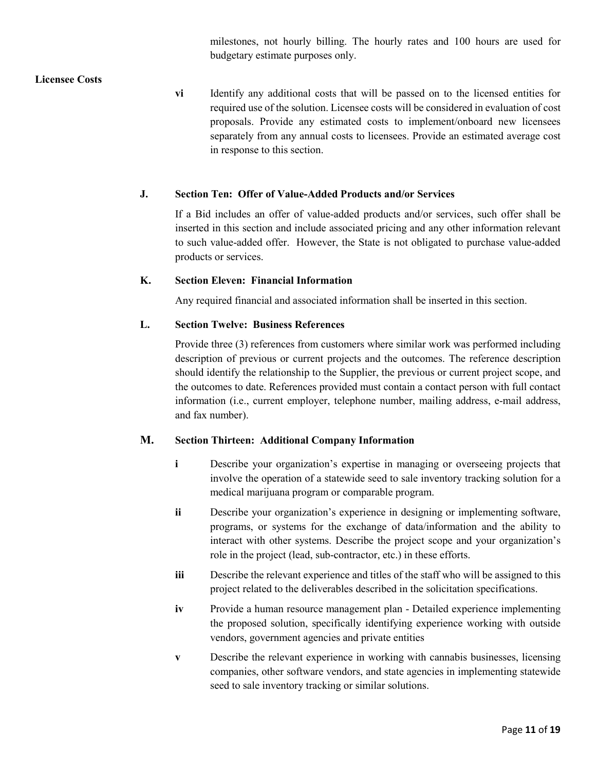milestones, not hourly billing. The hourly rates and 100 hours are used for budgetary estimate purposes only.

**Licensee Costs**

**vi** Identify any additional costs that will be passed on to the licensed entities for required use of the solution. Licensee costs will be considered in evaluation of cost proposals. Provide any estimated costs to implement/onboard new licensees separately from any annual costs to licensees. Provide an estimated average cost in response to this section.

### J. Section Ten: Offer of Value-Added Products and/or Services

If a Bid includes an offer of value-added products and/or services, such offer shall be inserted in this section and include associated pricing and any other information relevant to such value-added offer. However, the State is not obligated to purchase value-added products or services.

### K. Section Eleven: Financial Information

Any required financial and associated information shall be inserted in this section.

### L. Section Twelve: Business References

Provide three (3) references from customers where similar work was performed including description of previous or current projects and the outcomes. The reference description should identify the relationship to the Supplier, the previous or current project scope, and the outcomes to date. References provided must contain a contact person with full contact information (i.e., current employer, telephone number, mailing address, e-mail address, and fax number).

### M. Section Thirteen: Additional Company Information

**i** Describe your organization's expertise in managing or overseeing projects that involve the operation of a statewide seed to sale inventory tracking solution for a medical marijuana program or comparable program.

**ii** Describe your organization's experience in designing or implementing software, programs, or systems for the exchange of data/information and the ability to interact with other systems. Describe the project scope and your organization's role in the project (lead, sub-contractor, etc.) in these efforts.

**iii** Describe the relevant experience and titles of the staff who will be assigned to this project related to the deliverables described in the solicitation specifications.

**iv** Provide a human resource management plan - Detailed experience implementing the proposed solution, specifically identifying experience working with outside vendors, government agencies and private entities

**v** Describe the relevant experience in working with cannabis businesses, licensing companies, other software vendors, and state agencies in implementing statewide seed to sale inventory tracking or similar solutions.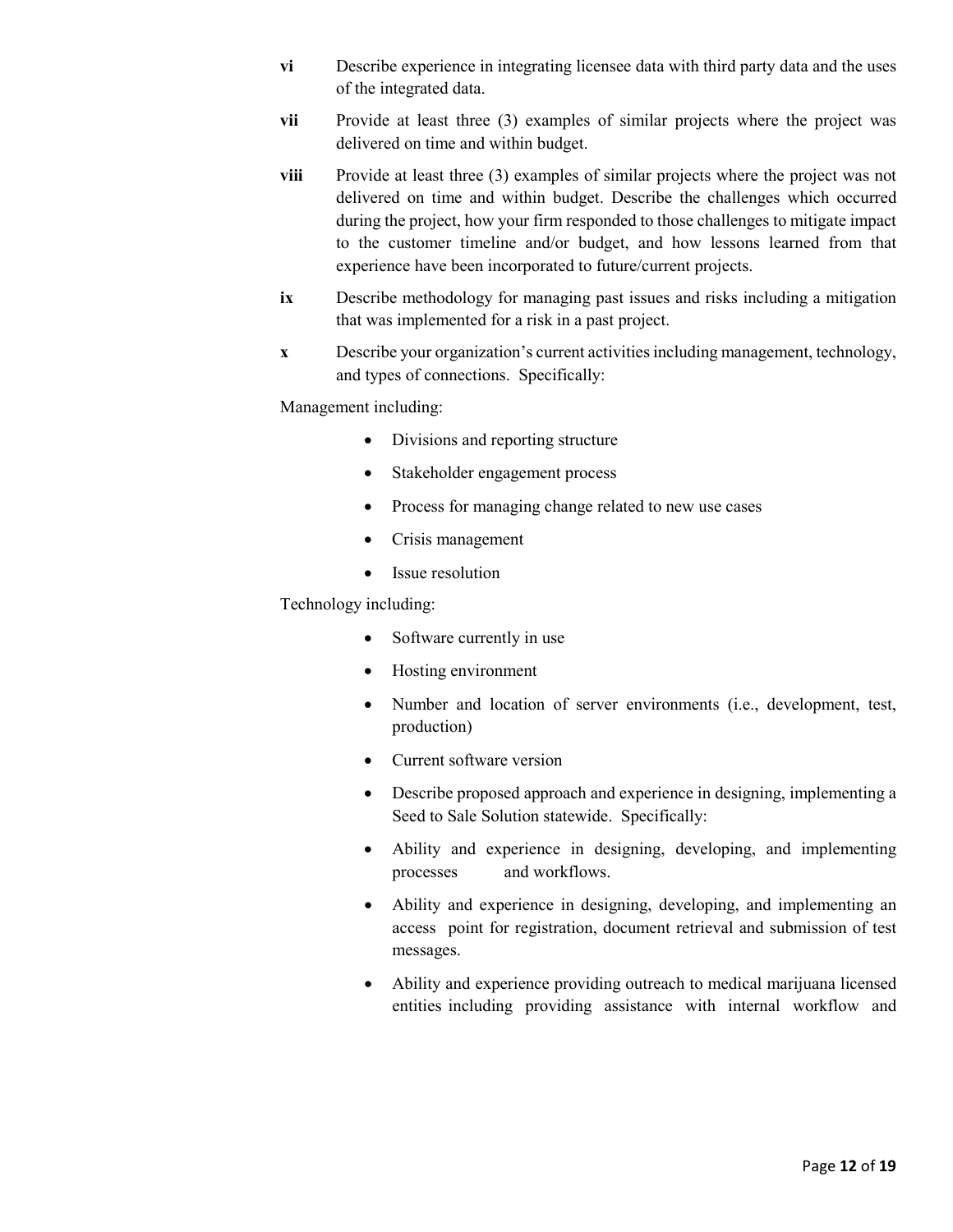**vi** Describe experience in integrating licensee data with third party data and the uses of the integrated data.

**vii** Provide at least three (3) examples of similar projects where the project was delivered on time and within budget.

**viii** Provide at least three (3) examples of similar projects where the project was not delivered on time and within budget. Describe the challenges which occurred during the project, how your firm responded to those challenges to mitigate impact to the customer timeline and/or budget, and how lessons learned from that experience have been incorporated to future/current projects.

**ix** Describe methodology for managing past issues and risks including a mitigation that was implemented for a risk in a past project.

**x** Describe your organization's current activities including management, technology, and types of connections. Specifically:

Management including:

- Divisions and reporting structure
- Stakeholder engagement process
- Process for managing change related to new use cases
- Crisis management
- Issue resolution

Technology including:

- Software currently in use
- Hosting environment
- Number and location of server environments (i.e., development, test, production)
- Current software version
- Describe proposed approach and experience in designing, implementing a Seed to Sale Solution statewide. Specifically:
- Ability and experience in designing, developing, and implementing processes and workflows.
- Ability and experience in designing, developing, and implementing an access point for registration, document retrieval and submission of test messages.
- Ability and experience providing outreach to medical marijuana licensed entities including providing assistance with internal workflow and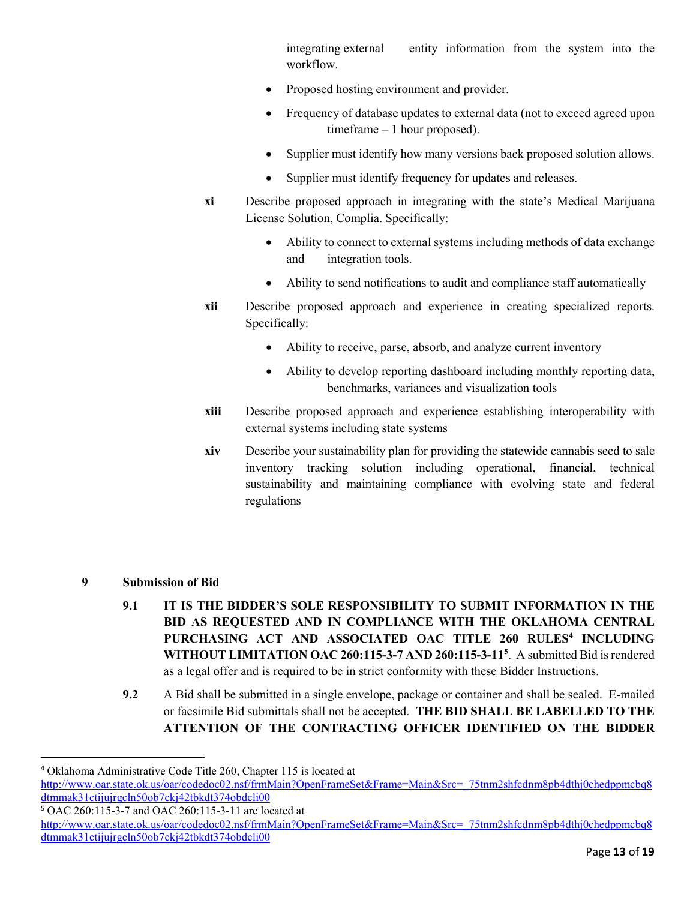integrating external entity information from the system into the workflow.

- Proposed hosting environment and provider.
- Frequency of database updates to external data (not to exceed agreed upon timeframe – 1 hour proposed).
- Supplier must identify how many versions back proposed solution allows.
- Supplier must identify frequency for updates and releases.

**xi** Describe proposed approach in integrating with the state's Medical Marijuana License Solution, Complia. Specifically:

- Ability to connect to external systems including methods of data exchange and integration tools.
- Ability to send notifications to audit and compliance staff automatically

**xii** Describe proposed approach and experience in creating specialized reports. Specifically:

- Ability to receive, parse, absorb, and analyze current inventory
- Ability to develop reporting dashboard including monthly reporting data, benchmarks, variances and visualization tools

**xiii** Describe proposed approach and experience establishing interoperability with external systems including state systems

**xiv** Describe your sustainability plan for providing the statewide cannabis seed to sale inventory tracking solution including operational, financial, technical sustainability and maintaining compliance with evolving state and federal regulations

## 9 Submission of Bid

**9.1** **IT IS THE BIDDER'S SOLE RESPONSIBILITY TO SUBMIT INFORMATION IN THE BID AS REQUESTED AND IN COMPLIANCE WITH THE OKLAHOMA CENTRAL PURCHASING ACT AND ASSOCIATED OAC TITLE 260 RULES[4] INCLUDING WITHOUT LIMITATION OAC 260:115-3-7 AND 260:115-3-11[5]**. A submitted Bid is rendered as a legal offer and is required to be in strict conformity with these Bidder Instructions.

**9.2** A Bid shall be submitted in a single envelope, package or container and shall be sealed. E-mailed or facsimile Bid submittals shall not be accepted. **THE BID SHALL BE LABELLED TO THE ATTENTION OF THE CONTRACTING OFFICER IDENTIFIED ON THE BIDDER**

---

[4] Oklahoma Administrative Code Title 260, Chapter 115 is located at http://www.oar.state.ok.us/oar/codedoc02.nsf/frmMain?OpenFrameSet&Frame=Main&Src=_75tnm2shfcdnm8pb4dthj0chedppmcbq8dtmmak31ctijujrgcln50ob7ckj42tbkdt374obdcli00

[5] OAC 260:115-3-7 and OAC 260:115-3-11 are located at http://www.oar.state.ok.us/oar/codedoc02.nsf/frmMain?OpenFrameSet&Frame=Main&Src=_75tnm2shfcdnm8pb4dthj0chedppmcbq8dtmmak31ctijujrgcln50ob7ckj42tbkdt374obdcli00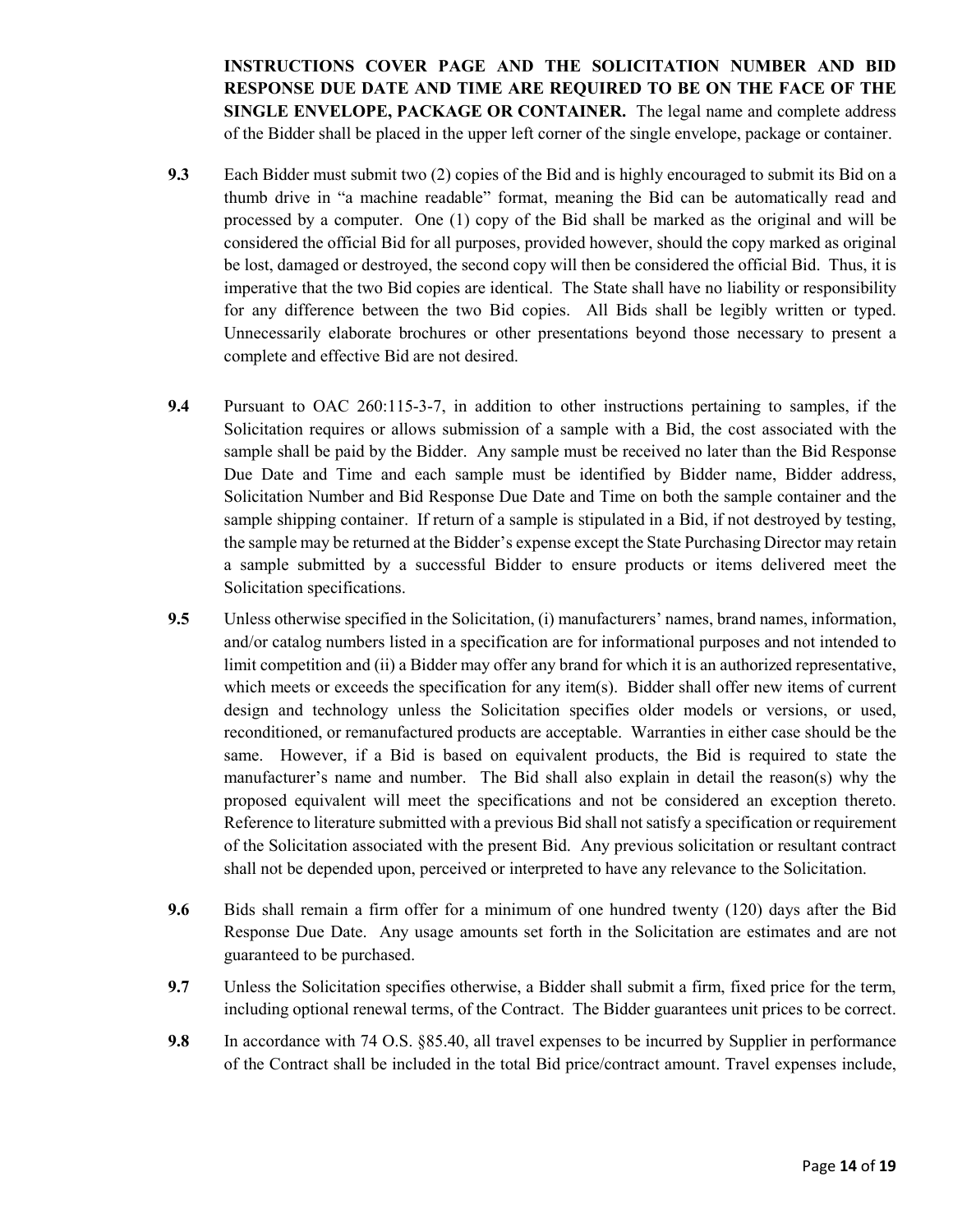**INSTRUCTIONS COVER PAGE AND THE SOLICITATION NUMBER AND BID RESPONSE DUE DATE AND TIME ARE REQUIRED TO BE ON THE FACE OF THE SINGLE ENVELOPE, PACKAGE OR CONTAINER.** The legal name and complete address of the Bidder shall be placed in the upper left corner of the single envelope, package or container.

**9.3** Each Bidder must submit two (2) copies of the Bid and is highly encouraged to submit its Bid on a thumb drive in "a machine readable" format, meaning the Bid can be automatically read and processed by a computer. One (1) copy of the Bid shall be marked as the original and will be considered the official Bid for all purposes, provided however, should the copy marked as original be lost, damaged or destroyed, the second copy will then be considered the official Bid. Thus, it is imperative that the two Bid copies are identical. The State shall have no liability or responsibility for any difference between the two Bid copies. All Bids shall be legibly written or typed. Unnecessarily elaborate brochures or other presentations beyond those necessary to present a complete and effective Bid are not desired.

**9.4** Pursuant to OAC 260:115-3-7, in addition to other instructions pertaining to samples, if the Solicitation requires or allows submission of a sample with a Bid, the cost associated with the sample shall be paid by the Bidder. Any sample must be received no later than the Bid Response Due Date and Time and each sample must be identified by Bidder name, Bidder address, Solicitation Number and Bid Response Due Date and Time on both the sample container and the sample shipping container. If return of a sample is stipulated in a Bid, if not destroyed by testing, the sample may be returned at the Bidder's expense except the State Purchasing Director may retain a sample submitted by a successful Bidder to ensure products or items delivered meet the Solicitation specifications.

**9.5** Unless otherwise specified in the Solicitation, (i) manufacturers' names, brand names, information, and/or catalog numbers listed in a specification are for informational purposes and not intended to limit competition and (ii) a Bidder may offer any brand for which it is an authorized representative, which meets or exceeds the specification for any item(s). Bidder shall offer new items of current design and technology unless the Solicitation specifies older models or versions, or used, reconditioned, or remanufactured products are acceptable. Warranties in either case should be the same. However, if a Bid is based on equivalent products, the Bid is required to state the manufacturer's name and number. The Bid shall also explain in detail the reason(s) why the proposed equivalent will meet the specifications and not be considered an exception thereto. Reference to literature submitted with a previous Bid shall not satisfy a specification or requirement of the Solicitation associated with the present Bid. Any previous solicitation or resultant contract shall not be depended upon, perceived or interpreted to have any relevance to the Solicitation.

**9.6** Bids shall remain a firm offer for a minimum of one hundred twenty (120) days after the Bid Response Due Date. Any usage amounts set forth in the Solicitation are estimates and are not guaranteed to be purchased.

**9.7** Unless the Solicitation specifies otherwise, a Bidder shall submit a firm, fixed price for the term, including optional renewal terms, of the Contract. The Bidder guarantees unit prices to be correct.

**9.8** In accordance with 74 O.S. §85.40, all travel expenses to be incurred by Supplier in performance of the Contract shall be included in the total Bid price/contract amount. Travel expenses include,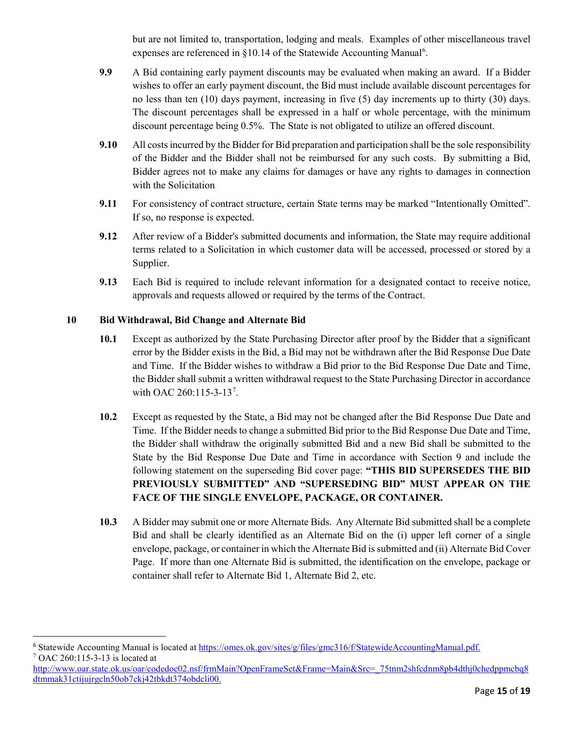but are not limited to, transportation, lodging and meals. Examples of other miscellaneous travel expenses are referenced in §10.14 of the Statewide Accounting Manual[6].

**9.9** A Bid containing early payment discounts may be evaluated when making an award. If a Bidder wishes to offer an early payment discount, the Bid must include available discount percentages for no less than ten (10) days payment, increasing in five (5) day increments up to thirty (30) days. The discount percentages shall be expressed in a half or whole percentage, with the minimum discount percentage being 0.5%. The State is not obligated to utilize an offered discount.

**9.10** All costs incurred by the Bidder for Bid preparation and participation shall be the sole responsibility of the Bidder and the Bidder shall not be reimbursed for any such costs. By submitting a Bid, Bidder agrees not to make any claims for damages or have any rights to damages in connection with the Solicitation

**9.11** For consistency of contract structure, certain State terms may be marked "Intentionally Omitted". If so, no response is expected.

**9.12** After review of a Bidder's submitted documents and information, the State may require additional terms related to a Solicitation in which customer data will be accessed, processed or stored by a Supplier.

**9.13** Each Bid is required to include relevant information for a designated contact to receive notice, approvals and requests allowed or required by the terms of the Contract.

## 10 Bid Withdrawal, Bid Change and Alternate Bid

**10.1** Except as authorized by the State Purchasing Director after proof by the Bidder that a significant error by the Bidder exists in the Bid, a Bid may not be withdrawn after the Bid Response Due Date and Time. If the Bidder wishes to withdraw a Bid prior to the Bid Response Due Date and Time, the Bidder shall submit a written withdrawal request to the State Purchasing Director in accordance with OAC 260:115-3-13[7].

**10.2** Except as requested by the State, a Bid may not be changed after the Bid Response Due Date and Time. If the Bidder needs to change a submitted Bid prior to the Bid Response Due Date and Time, the Bidder shall withdraw the originally submitted Bid and a new Bid shall be submitted to the State by the Bid Response Due Date and Time in accordance with Section 9 and include the following statement on the superseding Bid cover page: **"THIS BID SUPERSEDES THE BID PREVIOUSLY SUBMITTED" AND "SUPERSEDING BID" MUST APPEAR ON THE FACE OF THE SINGLE ENVELOPE, PACKAGE, OR CONTAINER.**

**10.3** A Bidder may submit one or more Alternate Bids. Any Alternate Bid submitted shall be a complete Bid and shall be clearly identified as an Alternate Bid on the (i) upper left corner of a single envelope, package, or container in which the Alternate Bid is submitted and (ii) Alternate Bid Cover Page. If more than one Alternate Bid is submitted, the identification on the envelope, package or container shall refer to Alternate Bid 1, Alternate Bid 2, etc.

---

[6] Statewide Accounting Manual is located at https://omes.ok.gov/sites/g/files/gmc316/f/StatewideAccountingManual.pdf.

[7] OAC 260:115-3-13 is located at http://www.oar.state.ok.us/oar/codedoc02.nsf/frmMain?OpenFrameSet&Frame=Main&Src=_75tnm2shfcdnm8pb4dthj0chedppmcbq8dtmmak31ctijujrgcln50ob7ckj42tbkdt374obdcli00.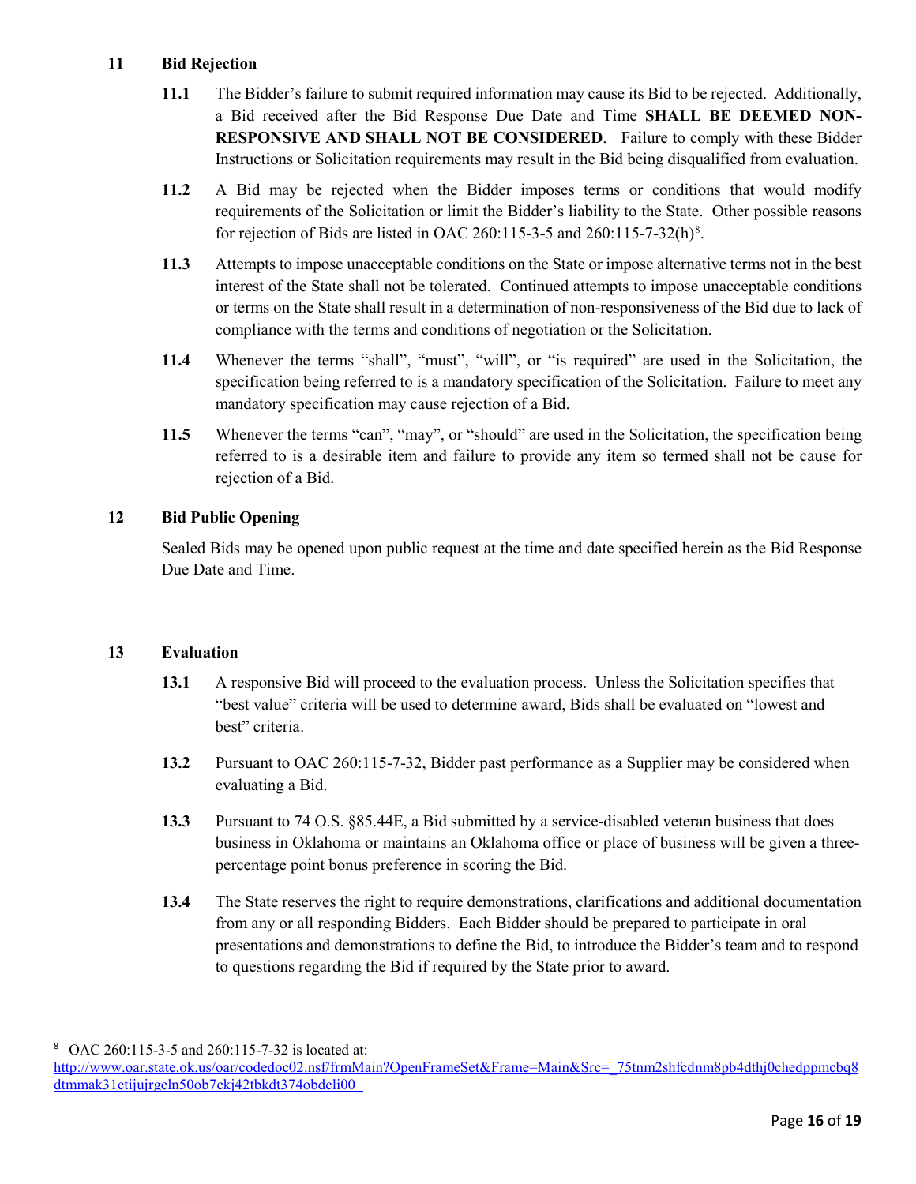## 11 Bid Rejection

**11.1** The Bidder's failure to submit required information may cause its Bid to be rejected. Additionally, a Bid received after the Bid Response Due Date and Time **SHALL BE DEEMED NON-RESPONSIVE AND SHALL NOT BE CONSIDERED**. Failure to comply with these Bidder Instructions or Solicitation requirements may result in the Bid being disqualified from evaluation.

**11.2** A Bid may be rejected when the Bidder imposes terms or conditions that would modify requirements of the Solicitation or limit the Bidder's liability to the State. Other possible reasons for rejection of Bids are listed in OAC 260:115-3-5 and 260:115-7-32(h)[8].

**11.3** Attempts to impose unacceptable conditions on the State or impose alternative terms not in the best interest of the State shall not be tolerated. Continued attempts to impose unacceptable conditions or terms on the State shall result in a determination of non-responsiveness of the Bid due to lack of compliance with the terms and conditions of negotiation or the Solicitation.

**11.4** Whenever the terms "shall", "must", "will", or "is required" are used in the Solicitation, the specification being referred to is a mandatory specification of the Solicitation. Failure to meet any mandatory specification may cause rejection of a Bid.

**11.5** Whenever the terms "can", "may", or "should" are used in the Solicitation, the specification being referred to is a desirable item and failure to provide any item so termed shall not be cause for rejection of a Bid.

## 12 Bid Public Opening

Sealed Bids may be opened upon public request at the time and date specified herein as the Bid Response Due Date and Time.

## 13 Evaluation

**13.1** A responsive Bid will proceed to the evaluation process. Unless the Solicitation specifies that "best value" criteria will be used to determine award, Bids shall be evaluated on "lowest and best" criteria.

**13.2** Pursuant to OAC 260:115-7-32, Bidder past performance as a Supplier may be considered when evaluating a Bid.

**13.3** Pursuant to 74 O.S. §85.44E, a Bid submitted by a service-disabled veteran business that does business in Oklahoma or maintains an Oklahoma office or place of business will be given a three-percentage point bonus preference in scoring the Bid.

**13.4** The State reserves the right to require demonstrations, clarifications and additional documentation from any or all responding Bidders. Each Bidder should be prepared to participate in oral presentations and demonstrations to define the Bid, to introduce the Bidder's team and to respond to questions regarding the Bid if required by the State prior to award.

---

[8] OAC 260:115-3-5 and 260:115-7-32 is located at: http://www.oar.state.ok.us/oar/codedoc02.nsf/frmMain?OpenFrameSet&Frame=Main&Src=_75tnm2shfcdnm8pb4dthj0chedppmcbq8dtmmak31ctijujrgcln50ob7ckj42tbkdt374obdcli00_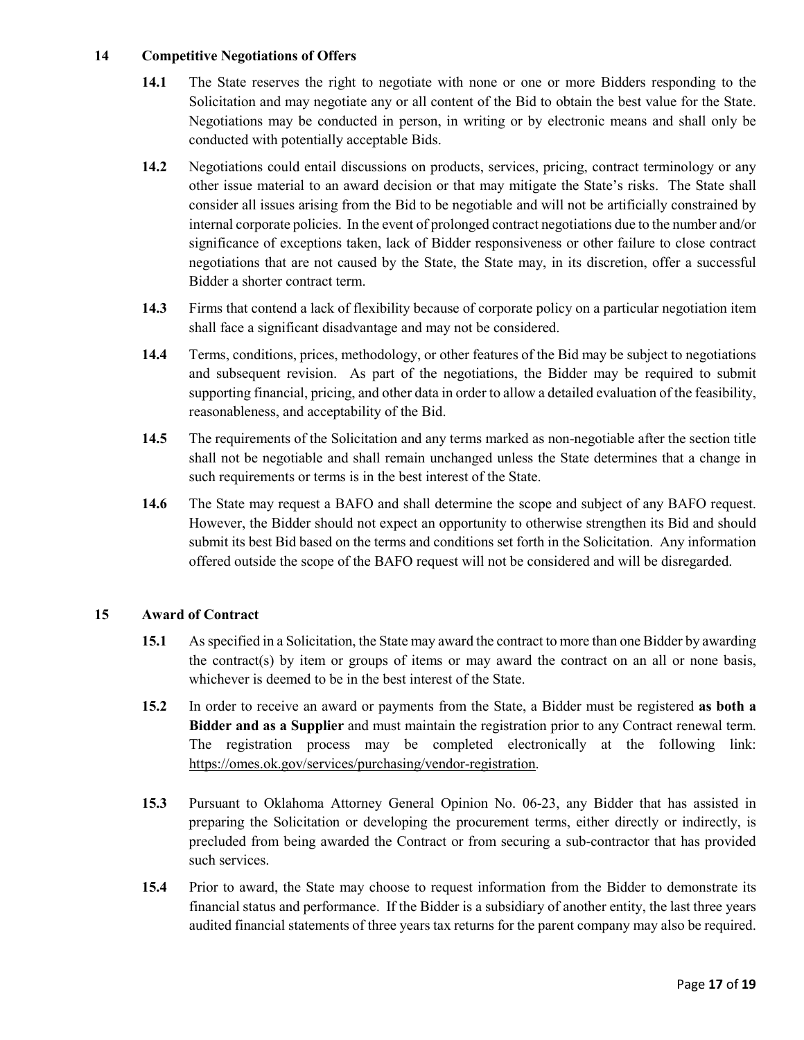## 14 Competitive Negotiations of Offers

**14.1** The State reserves the right to negotiate with none or one or more Bidders responding to the Solicitation and may negotiate any or all content of the Bid to obtain the best value for the State. Negotiations may be conducted in person, in writing or by electronic means and shall only be conducted with potentially acceptable Bids.

**14.2** Negotiations could entail discussions on products, services, pricing, contract terminology or any other issue material to an award decision or that may mitigate the State's risks. The State shall consider all issues arising from the Bid to be negotiable and will not be artificially constrained by internal corporate policies. In the event of prolonged contract negotiations due to the number and/or significance of exceptions taken, lack of Bidder responsiveness or other failure to close contract negotiations that are not caused by the State, the State may, in its discretion, offer a successful Bidder a shorter contract term.

**14.3** Firms that contend a lack of flexibility because of corporate policy on a particular negotiation item shall face a significant disadvantage and may not be considered.

**14.4** Terms, conditions, prices, methodology, or other features of the Bid may be subject to negotiations and subsequent revision. As part of the negotiations, the Bidder may be required to submit supporting financial, pricing, and other data in order to allow a detailed evaluation of the feasibility, reasonableness, and acceptability of the Bid.

**14.5** The requirements of the Solicitation and any terms marked as non-negotiable after the section title shall not be negotiable and shall remain unchanged unless the State determines that a change in such requirements or terms is in the best interest of the State.

**14.6** The State may request a BAFO and shall determine the scope and subject of any BAFO request. However, the Bidder should not expect an opportunity to otherwise strengthen its Bid and should submit its best Bid based on the terms and conditions set forth in the Solicitation. Any information offered outside the scope of the BAFO request will not be considered and will be disregarded.

## 15 Award of Contract

**15.1** As specified in a Solicitation, the State may award the contract to more than one Bidder by awarding the contract(s) by item or groups of items or may award the contract on an all or none basis, whichever is deemed to be in the best interest of the State.

**15.2** In order to receive an award or payments from the State, a Bidder must be registered **as both a Bidder and as a Supplier** and must maintain the registration prior to any Contract renewal term. The registration process may be completed electronically at the following link: https://omes.ok.gov/services/purchasing/vendor-registration.

**15.3** Pursuant to Oklahoma Attorney General Opinion No. 06-23, any Bidder that has assisted in preparing the Solicitation or developing the procurement terms, either directly or indirectly, is precluded from being awarded the Contract or from securing a sub-contractor that has provided such services.

**15.4** Prior to award, the State may choose to request information from the Bidder to demonstrate its financial status and performance. If the Bidder is a subsidiary of another entity, the last three years audited financial statements of three years tax returns for the parent company may also be required.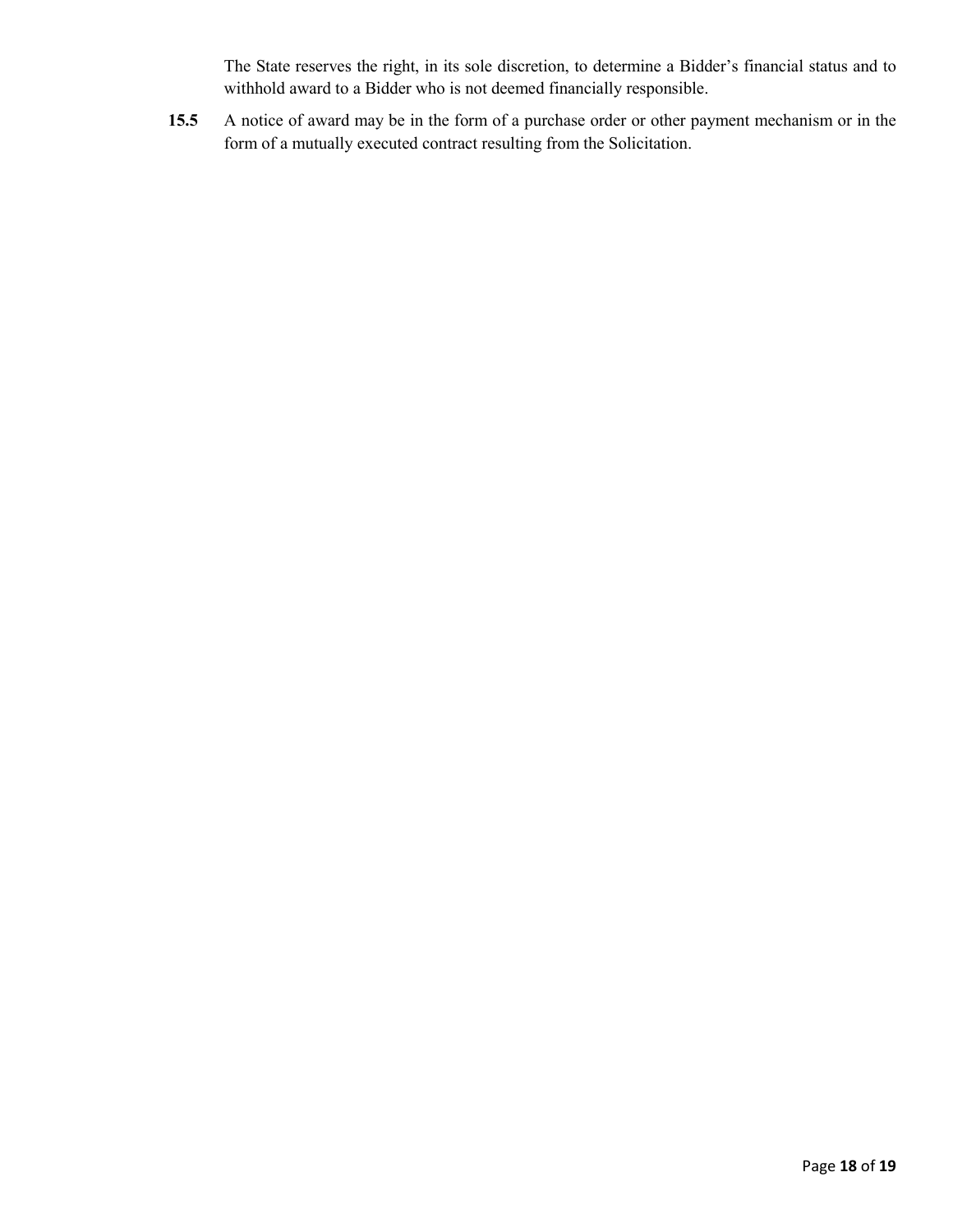The State reserves the right, in its sole discretion, to determine a Bidder's financial status and to withhold award to a Bidder who is not deemed financially responsible.

**15.5** A notice of award may be in the form of a purchase order or other payment mechanism or in the form of a mutually executed contract resulting from the Solicitation.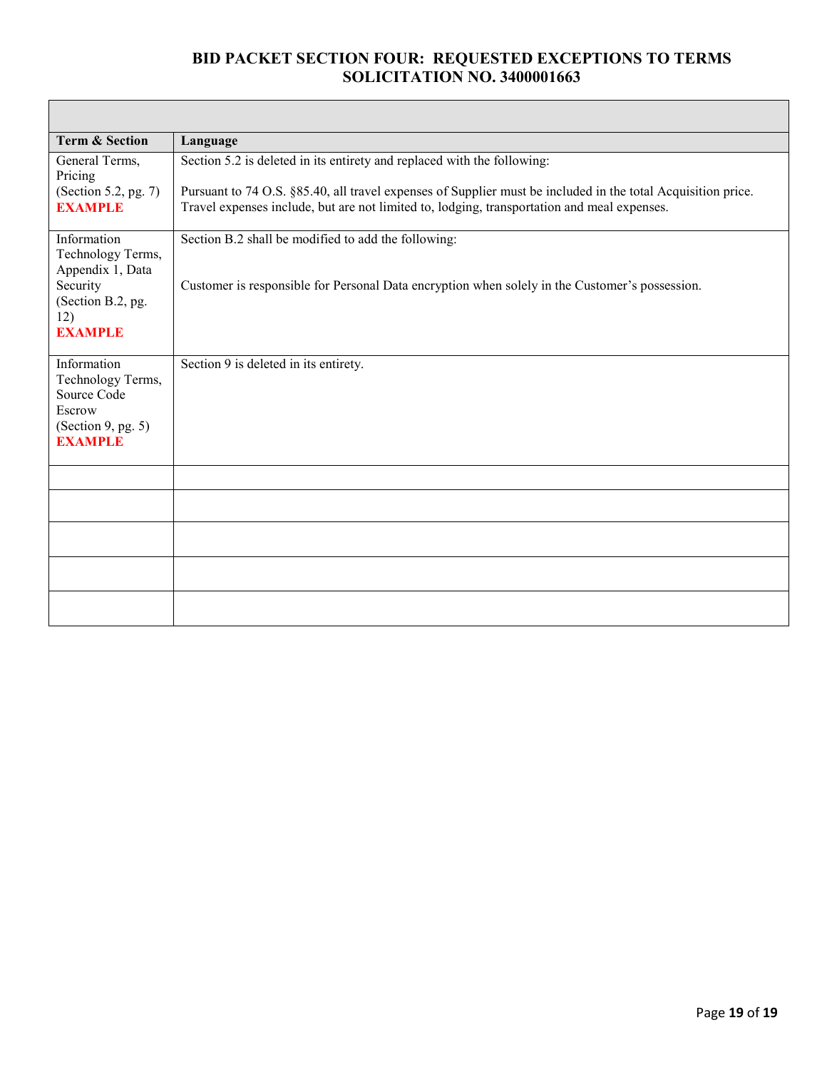# BID PACKET SECTION FOUR: REQUESTED EXCEPTIONS TO TERMS
# SOLICITATION NO. 3400001663

| | |
|---|---|
| **Term & Section** | **Language** |
| General Terms, Pricing (Section 5.2, pg. 7) **EXAMPLE** | Section 5.2 is deleted in its entirety and replaced with the following:<br><br>Pursuant to 74 O.S. §85.40, all travel expenses of Supplier must be included in the total Acquisition price. Travel expenses include, but are not limited to, lodging, transportation and meal expenses. |
| Information Technology Terms, Appendix 1, Data Security (Section B.2, pg. 12) **EXAMPLE** | Section B.2 shall be modified to add the following:<br><br>Customer is responsible for Personal Data encryption when solely in the Customer's possession. |
| Information Technology Terms, Source Code Escrow (Section 9, pg. 5) **EXAMPLE** | Section 9 is deleted in its entirety. |
| | |
| | |
| | |
| | |
| | |